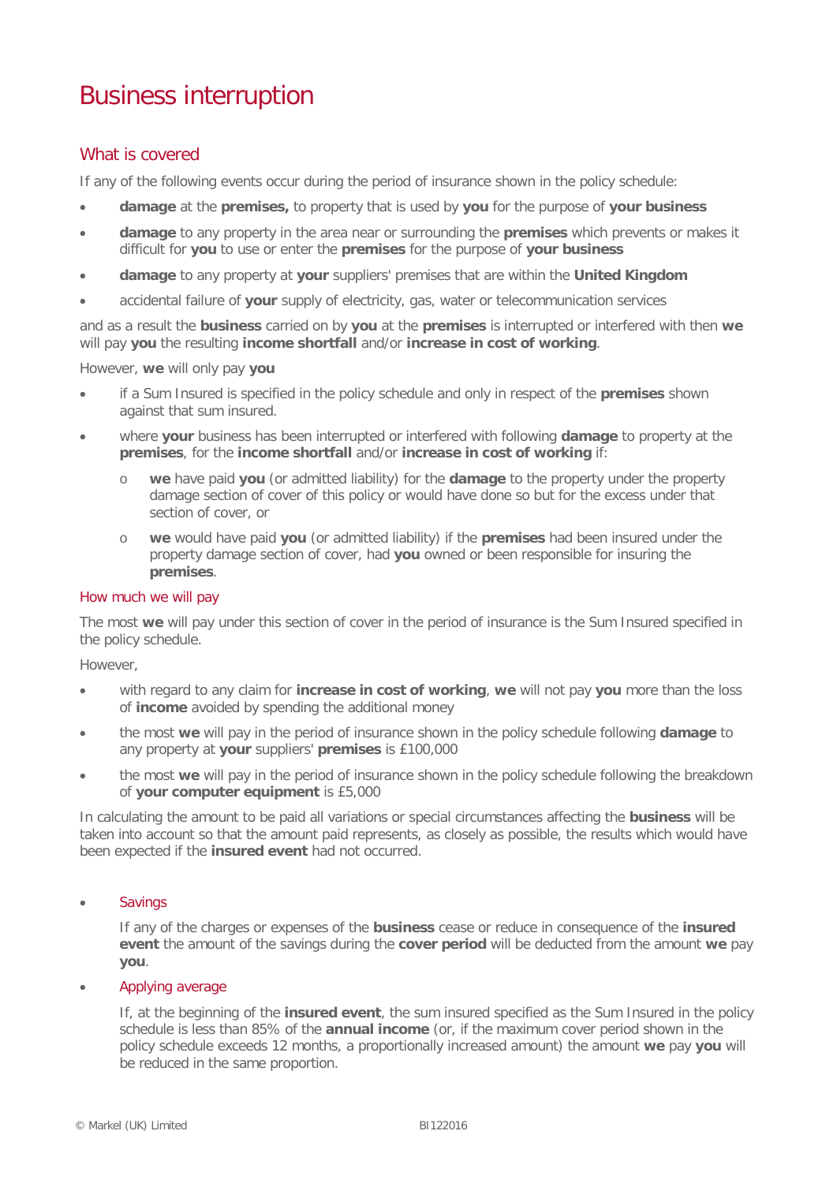# Business interruption

## What is covered

If any of the following events occur during the period of insurance shown in the policy schedule:

- **damage** at the **premises,** to property that is used by **you** for the purpose of **your business**
- **damage** to any property in the area near or surrounding the **premises** which prevents or makes it difficult for **you** to use or enter the **premises** for the purpose of **your business**
- **damage** to any property at **your** suppliers' premises that are within the **United Kingdom**
- accidental failure of **your** supply of electricity, gas, water or telecommunication services

and as a result the **business** carried on by **you** at the **premises** is interrupted or interfered with then **we** will pay **you** the resulting **income shortfall** and/or **increase in cost of working**.

However, **we** will only pay **you**

- if a Sum Insured is specified in the policy schedule and only in respect of the **premises** shown against that sum insured.
- where **your** business has been interrupted or interfered with following **damage** to property at the **premises**, for the **income shortfall** and/or **increase in cost of working** if:
  - **we** have paid **you** (or admitted liability) for the **damage** to the property under the property damage section of cover of this policy or would have done so but for the excess under that section of cover, or
  - **we** would have paid **you** (or admitted liability) if the **premises** had been insured under the property damage section of cover, had **you** owned or been responsible for insuring the **premises**.

### How much we will pay

The most **we** will pay under this section of cover in the period of insurance is the Sum Insured specified in the policy schedule.

However,

- with regard to any claim for **increase in cost of working**, **we** will not pay **you** more than the loss of **income** avoided by spending the additional money
- the most **we** will pay in the period of insurance shown in the policy schedule following **damage** to any property at **your** suppliers' **premises** is £100,000
- the most **we** will pay in the period of insurance shown in the policy schedule following the breakdown of **your computer equipment** is £5,000

In calculating the amount to be paid all variations or special circumstances affecting the **business** will be taken into account so that the amount paid represents, as closely as possible, the results which would have been expected if the **insured event** had not occurred.

- Savings

  If any of the charges or expenses of the **business** cease or reduce in consequence of the **insured event** the amount of the savings during the **cover period** will be deducted from the amount **we** pay **you**.

- Applying average

  If, at the beginning of the **insured event**, the sum insured specified as the Sum Insured in the policy schedule is less than 85% of the **annual income** (or, if the maximum cover period shown in the policy schedule exceeds 12 months, a proportionally increased amount) the amount **we** pay **you** will be reduced in the same proportion.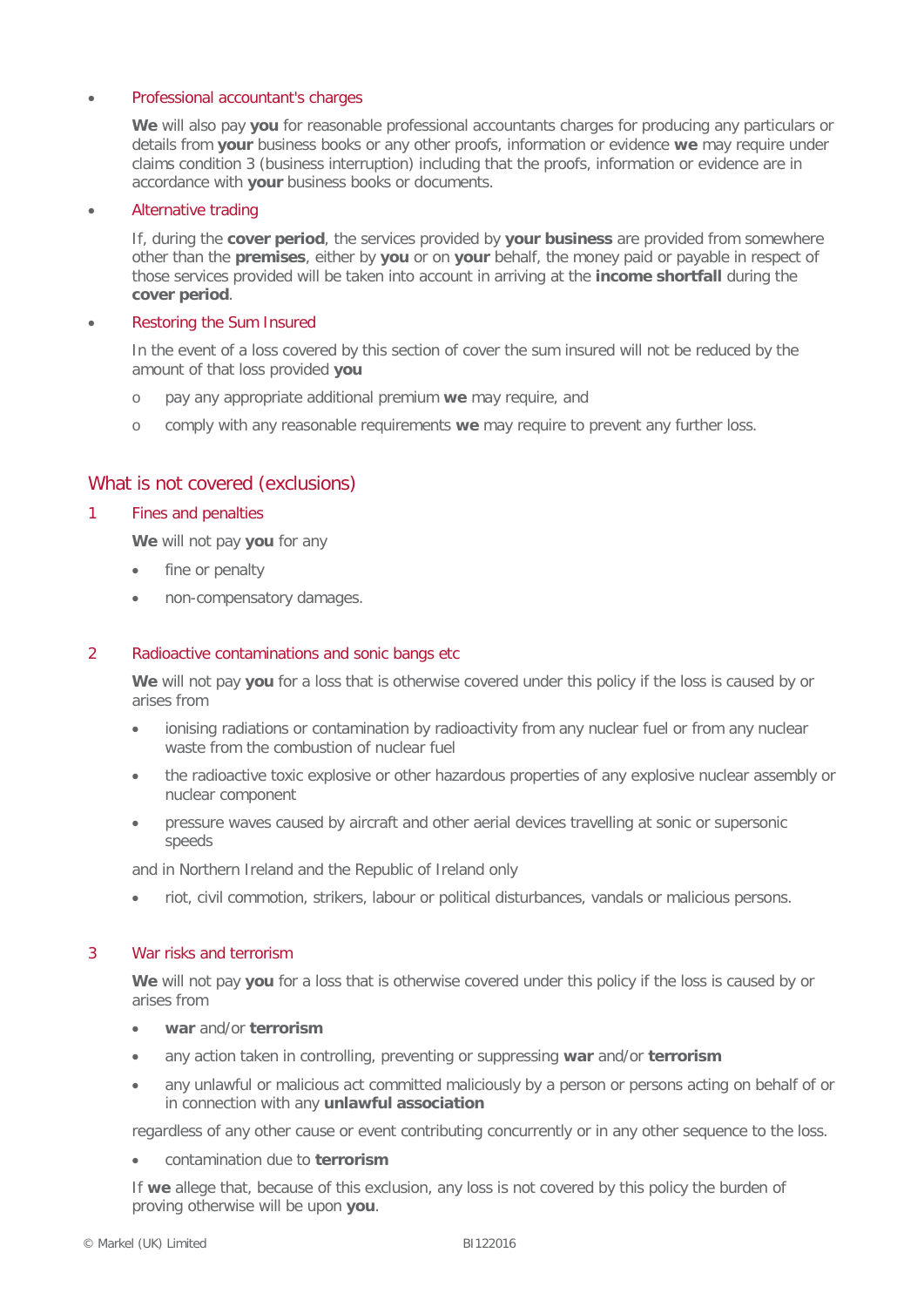- Professional accountant's charges

  **We** will also pay **you** for reasonable professional accountants charges for producing any particulars or details from **your** business books or any other proofs, information or evidence **we** may require under claims condition 3 (business interruption) including that the proofs, information or evidence are in accordance with **your** business books or documents.

- Alternative trading

  If, during the **cover period**, the services provided by **your business** are provided from somewhere other than the **premises**, either by **you** or on **your** behalf, the money paid or payable in respect of those services provided will be taken into account in arriving at the **income shortfall** during the **cover period**.

- Restoring the Sum Insured

  In the event of a loss covered by this section of cover the sum insured will not be reduced by the amount of that loss provided **you**

  - pay any appropriate additional premium **we** may require, and
  - comply with any reasonable requirements **we** may require to prevent any further loss.

## What is not covered (exclusions)

### 1 Fines and penalties

**We** will not pay **you** for any

- fine or penalty
- non-compensatory damages.

### 2 Radioactive contaminations and sonic bangs etc

**We** will not pay **you** for a loss that is otherwise covered under this policy if the loss is caused by or arises from

- ionising radiations or contamination by radioactivity from any nuclear fuel or from any nuclear waste from the combustion of nuclear fuel
- the radioactive toxic explosive or other hazardous properties of any explosive nuclear assembly or nuclear component
- pressure waves caused by aircraft and other aerial devices travelling at sonic or supersonic speeds

and in Northern Ireland and the Republic of Ireland only

- riot, civil commotion, strikers, labour or political disturbances, vandals or malicious persons.

### 3 War risks and terrorism

**We** will not pay **you** for a loss that is otherwise covered under this policy if the loss is caused by or arises from

- **war** and/or **terrorism**
- any action taken in controlling, preventing or suppressing **war** and/or **terrorism**
- any unlawful or malicious act committed maliciously by a person or persons acting on behalf of or in connection with any **unlawful association**

regardless of any other cause or event contributing concurrently or in any other sequence to the loss.

- contamination due to **terrorism**

If **we** allege that, because of this exclusion, any loss is not covered by this policy the burden of proving otherwise will be upon **you**.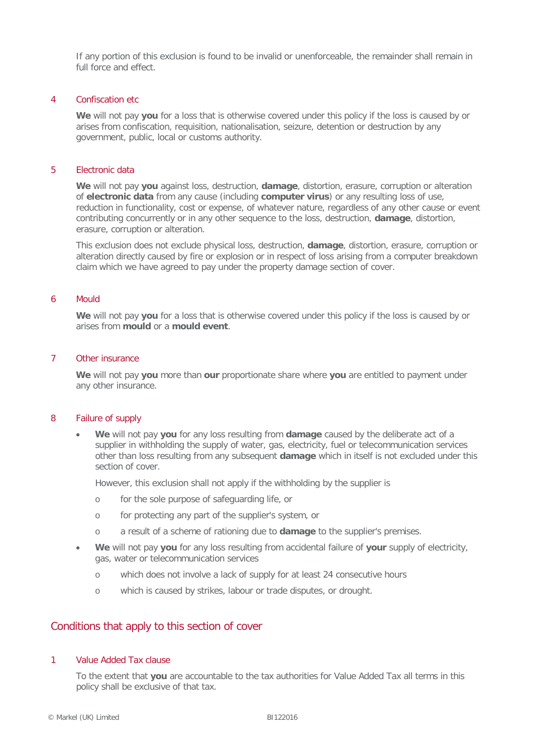If any portion of this exclusion is found to be invalid or unenforceable, the remainder shall remain in full force and effect.

### 4 Confiscation etc

**We** will not pay **you** for a loss that is otherwise covered under this policy if the loss is caused by or arises from confiscation, requisition, nationalisation, seizure, detention or destruction by any government, public, local or customs authority.

### 5 Electronic data

**We** will not pay **you** against loss, destruction, **damage**, distortion, erasure, corruption or alteration of **electronic data** from any cause (including **computer virus**) or any resulting loss of use, reduction in functionality, cost or expense, of whatever nature, regardless of any other cause or event contributing concurrently or in any other sequence to the loss, destruction, **damage**, distortion, erasure, corruption or alteration.

This exclusion does not exclude physical loss, destruction, **damage**, distortion, erasure, corruption or alteration directly caused by fire or explosion or in respect of loss arising from a computer breakdown claim which we have agreed to pay under the property damage section of cover.

### 6 Mould

**We** will not pay **you** for a loss that is otherwise covered under this policy if the loss is caused by or arises from **mould** or a **mould event**.

### 7 Other insurance

**We** will not pay **you** more than **our** proportionate share where **you** are entitled to payment under any other insurance.

### 8 Failure of supply

- **We** will not pay **you** for any loss resulting from **damage** caused by the deliberate act of a supplier in withholding the supply of water, gas, electricity, fuel or telecommunication services other than loss resulting from any subsequent **damage** which in itself is not excluded under this section of cover.

  However, this exclusion shall not apply if the withholding by the supplier is

  - for the sole purpose of safeguarding life, or
  - for protecting any part of the supplier's system, or
  - a result of a scheme of rationing due to **damage** to the supplier's premises.

- **We** will not pay **you** for any loss resulting from accidental failure of **your** supply of electricity, gas, water or telecommunication services

  - which does not involve a lack of supply for at least 24 consecutive hours
  - which is caused by strikes, labour or trade disputes, or drought.

## Conditions that apply to this section of cover

### 1 Value Added Tax clause

To the extent that **you** are accountable to the tax authorities for Value Added Tax all terms in this policy shall be exclusive of that tax.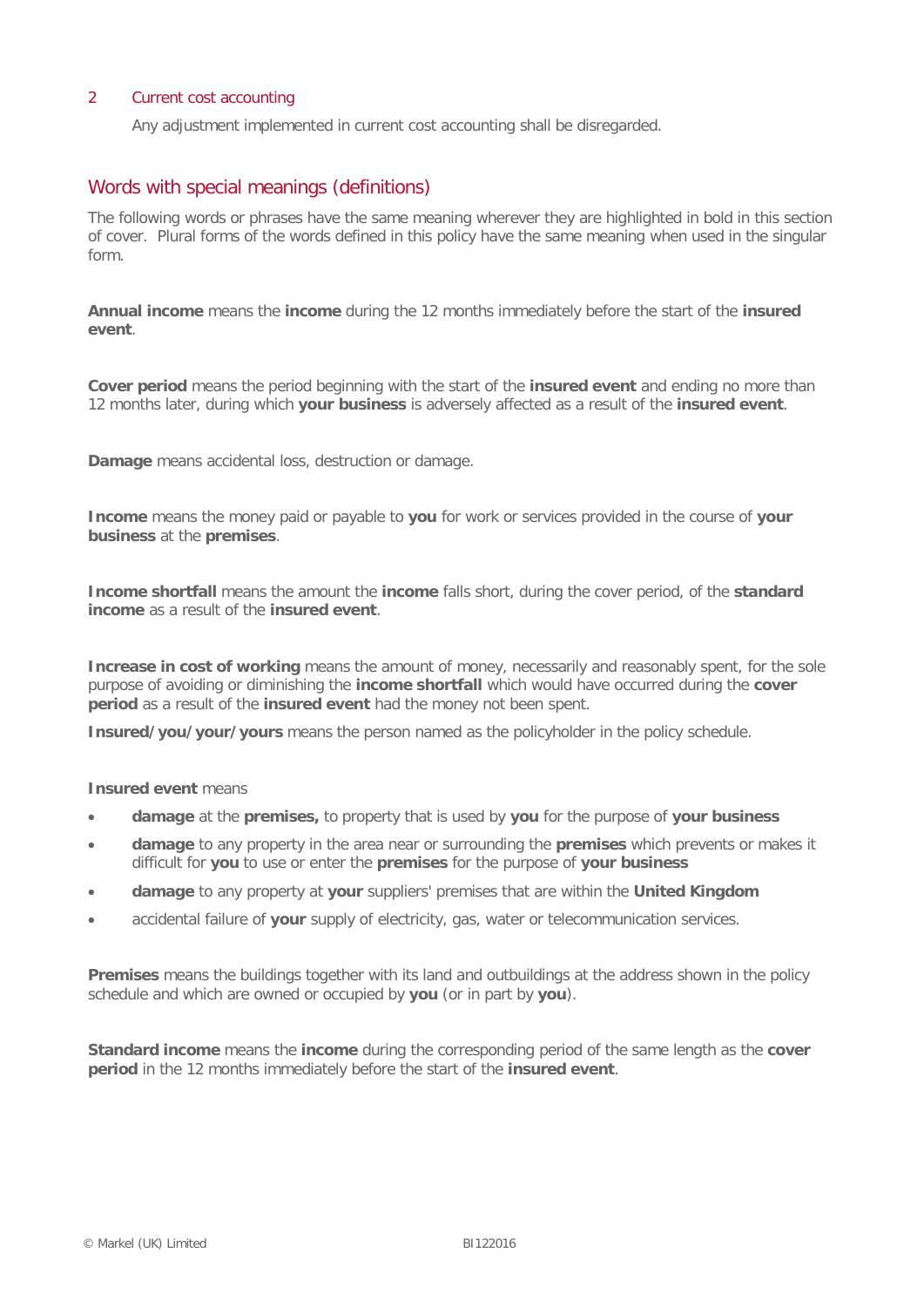## 2 Current cost accounting

Any adjustment implemented in current cost accounting shall be disregarded.

## Words with special meanings (definitions)

The following words or phrases have the same meaning wherever they are highlighted in bold in this section of cover. Plural forms of the words defined in this policy have the same meaning when used in the singular form.

**Annual income** means the **income** during the 12 months immediately before the start of the **insured event**.

**Cover period** means the period beginning with the start of the **insured event** and ending no more than 12 months later, during which **your business** is adversely affected as a result of the **insured event**.

**Damage** means accidental loss, destruction or damage.

**Income** means the money paid or payable to **you** for work or services provided in the course of **your business** at the **premises**.

**Income shortfall** means the amount the **income** falls short, during the cover period, of the **standard income** as a result of the **insured event**.

**Increase in cost of working** means the amount of money, necessarily and reasonably spent, for the sole purpose of avoiding or diminishing the **income shortfall** which would have occurred during the **cover period** as a result of the **insured event** had the money not been spent.

**Insured/you/your/yours** means the person named as the policyholder in the policy schedule.

**Insured event** means

- **damage** at the **premises,** to property that is used by **you** for the purpose of **your business**
- **damage** to any property in the area near or surrounding the **premises** which prevents or makes it difficult for **you** to use or enter the **premises** for the purpose of **your business**
- **damage** to any property at **your** suppliers' premises that are within the **United Kingdom**
- accidental failure of **your** supply of electricity, gas, water or telecommunication services.

**Premises** means the buildings together with its land and outbuildings at the address shown in the policy schedule and which are owned or occupied by **you** (or in part by **you**).

**Standard income** means the **income** during the corresponding period of the same length as the **cover period** in the 12 months immediately before the start of the **insured event**.

© Markel (UK) Limited BI122016